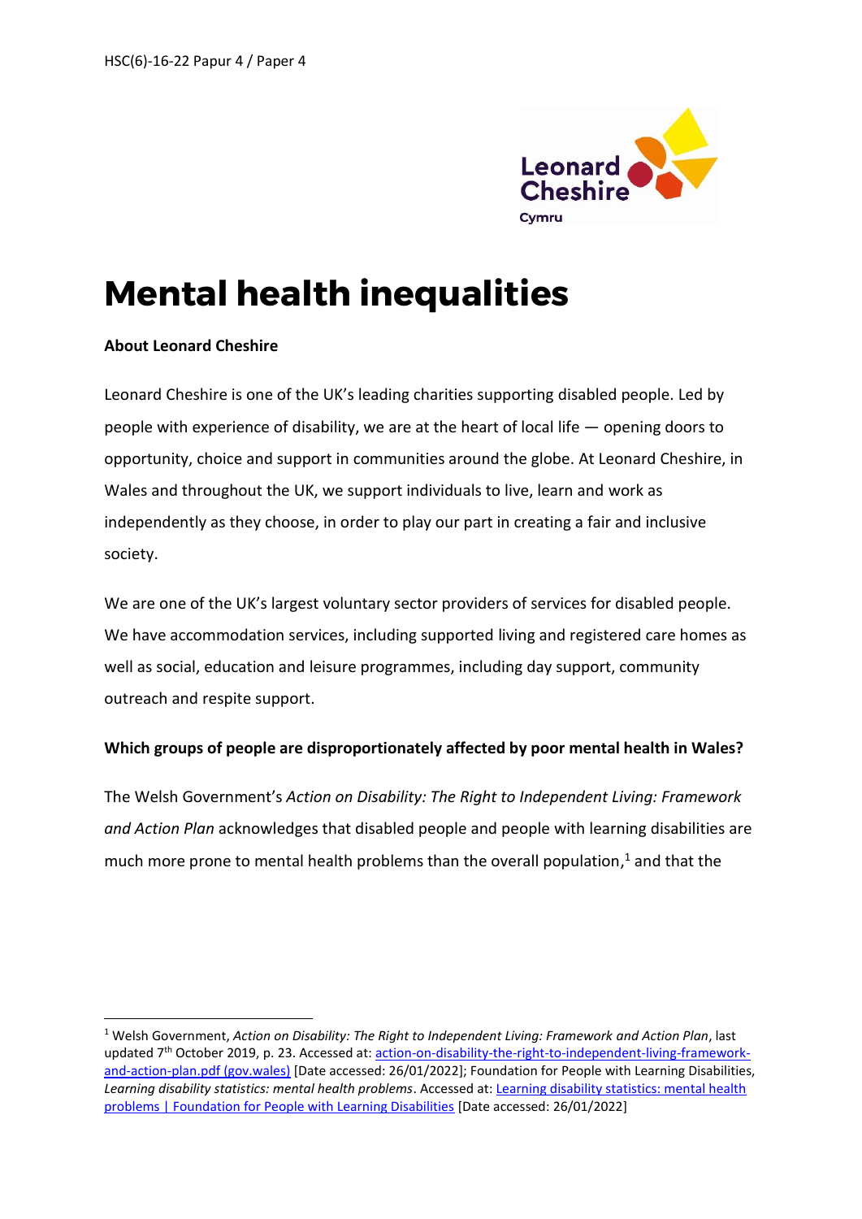HSC(6)-16-22 Papur 4 / Paper 4

# Mental health inequalities

**About Leonard Cheshire**

Leonard Cheshire is one of the UK's leading charities supporting disabled people. Led by people with experience of disability, we are at the heart of local life — opening doors to opportunity, choice and support in communities around the globe. At Leonard Cheshire, in Wales and throughout the UK, we support individuals to live, learn and work as independently as they choose, in order to play our part in creating a fair and inclusive society.

We are one of the UK's largest voluntary sector providers of services for disabled people. We have accommodation services, including supported living and registered care homes as well as social, education and leisure programmes, including day support, community outreach and respite support.

**Which groups of people are disproportionately affected by poor mental health in Wales?**

The Welsh Government's *Action on Disability: The Right to Independent Living: Framework and Action Plan* acknowledges that disabled people and people with learning disabilities are much more prone to mental health problems than the overall population,[1] and that the

---

[1] Welsh Government, *Action on Disability: The Right to Independent Living: Framework and Action Plan*, last updated 7th October 2019, p. 23. Accessed at: action-on-disability-the-right-to-independent-living-framework-and-action-plan.pdf (gov.wales) [Date accessed: 26/01/2022]; Foundation for People with Learning Disabilities, *Learning disability statistics: mental health problems*. Accessed at: Learning disability statistics: mental health problems | Foundation for People with Learning Disabilities [Date accessed: 26/01/2022]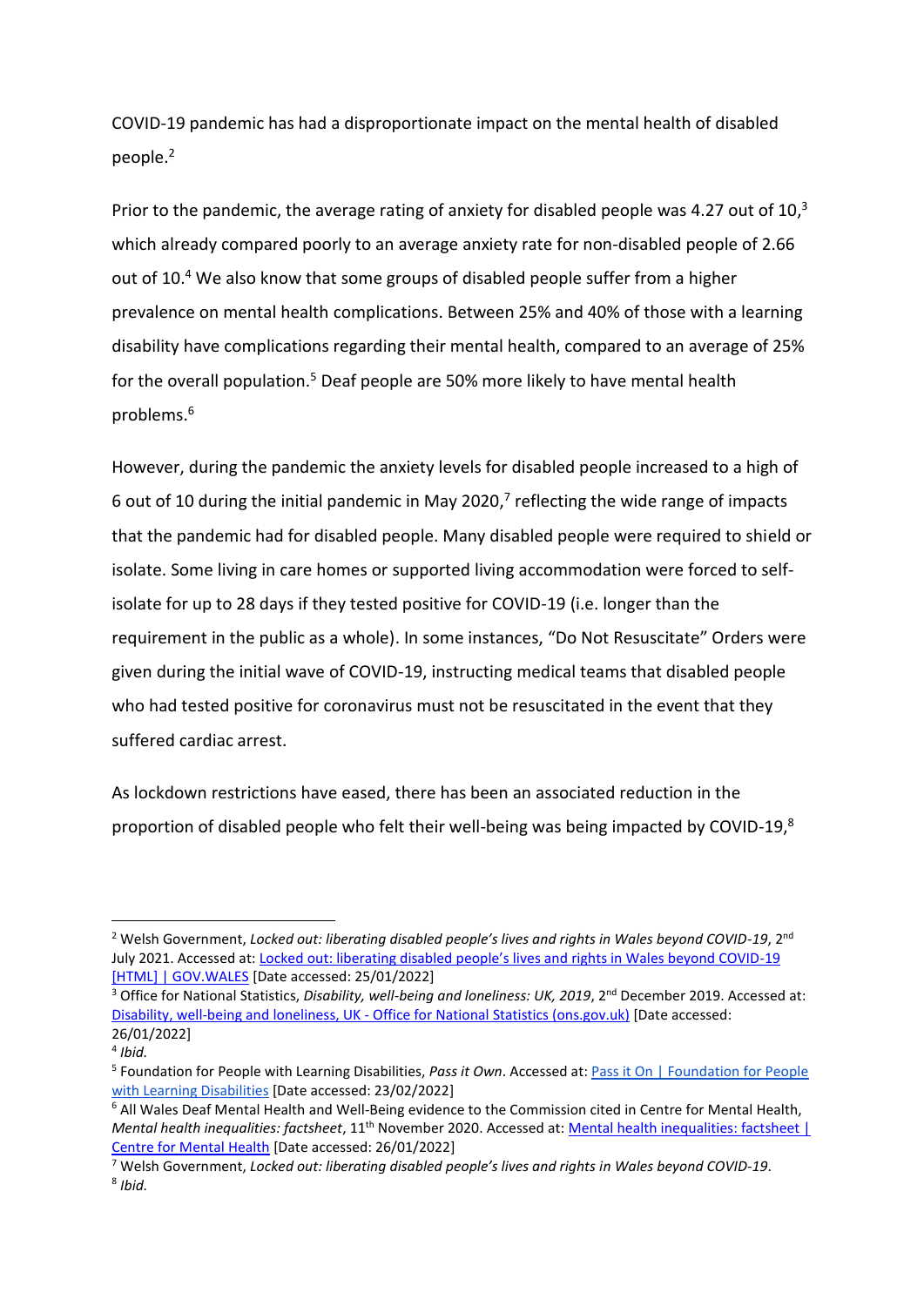COVID-19 pandemic has had a disproportionate impact on the mental health of disabled people.[2]

Prior to the pandemic, the average rating of anxiety for disabled people was 4.27 out of 10,[3] which already compared poorly to an average anxiety rate for non-disabled people of 2.66 out of 10.[4] We also know that some groups of disabled people suffer from a higher prevalence on mental health complications. Between 25% and 40% of those with a learning disability have complications regarding their mental health, compared to an average of 25% for the overall population.[5] Deaf people are 50% more likely to have mental health problems.[6]

However, during the pandemic the anxiety levels for disabled people increased to a high of 6 out of 10 during the initial pandemic in May 2020,[7] reflecting the wide range of impacts that the pandemic had for disabled people. Many disabled people were required to shield or isolate. Some living in care homes or supported living accommodation were forced to self-isolate for up to 28 days if they tested positive for COVID-19 (i.e. longer than the requirement in the public as a whole). In some instances, "Do Not Resuscitate" Orders were given during the initial wave of COVID-19, instructing medical teams that disabled people who had tested positive for coronavirus must not be resuscitated in the event that they suffered cardiac arrest.

As lockdown restrictions have eased, there has been an associated reduction in the proportion of disabled people who felt their well-being was being impacted by COVID-19,[8]

---

[2] Welsh Government, *Locked out: liberating disabled people's lives and rights in Wales beyond COVID-19*, 2nd July 2021. Accessed at: [Locked out: liberating disabled people's lives and rights in Wales beyond COVID-19 [HTML] | GOV.WALES] [Date accessed: 25/01/2022]

[3] Office for National Statistics, *Disability, well-being and loneliness: UK, 2019*, 2nd December 2019. Accessed at: [Disability, well-being and loneliness, UK - Office for National Statistics (ons.gov.uk)] [Date accessed: 26/01/2022]

[4] *Ibid.*

[5] Foundation for People with Learning Disabilities, *Pass it Own*. Accessed at: [Pass it On | Foundation for People with Learning Disabilities] [Date accessed: 23/02/2022]

[6] All Wales Deaf Mental Health and Well-Being evidence to the Commission cited in Centre for Mental Health, *Mental health inequalities: factsheet*, 11th November 2020. Accessed at: [Mental health inequalities: factsheet | Centre for Mental Health] [Date accessed: 26/01/2022]

[7] Welsh Government, *Locked out: liberating disabled people's lives and rights in Wales beyond COVID-19*.

[8] *Ibid.*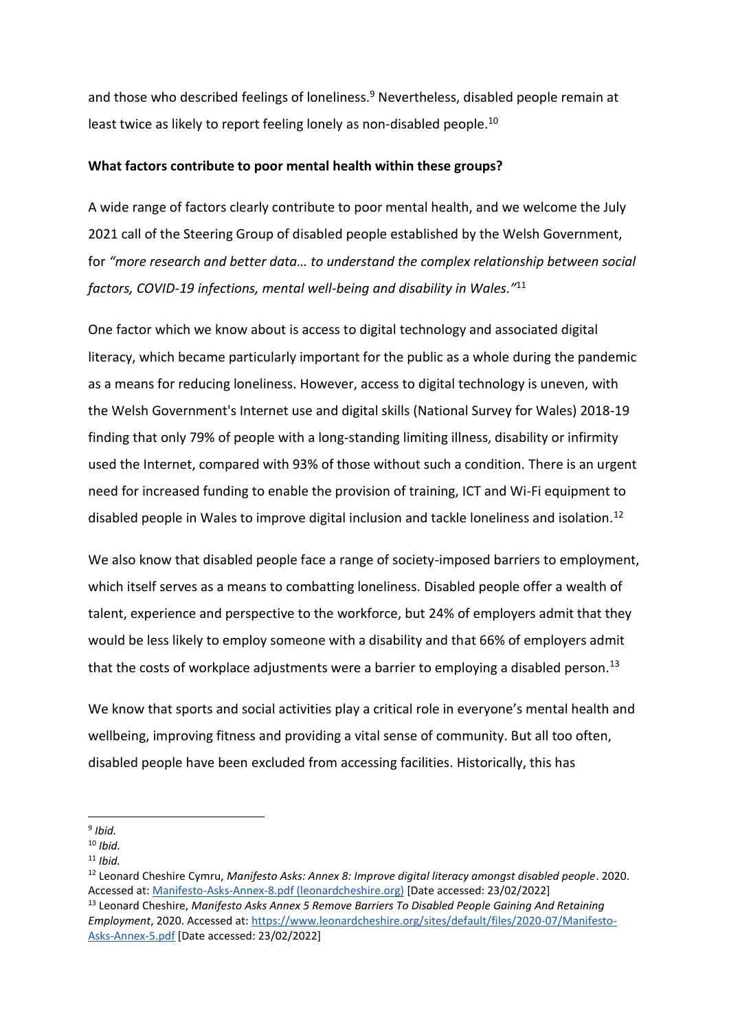and those who described feelings of loneliness.[9] Nevertheless, disabled people remain at least twice as likely to report feeling lonely as non-disabled people.[10]

**What factors contribute to poor mental health within these groups?**

A wide range of factors clearly contribute to poor mental health, and we welcome the July 2021 call of the Steering Group of disabled people established by the Welsh Government, for *"more research and better data… to understand the complex relationship between social factors, COVID-19 infections, mental well-being and disability in Wales."*[11]

One factor which we know about is access to digital technology and associated digital literacy, which became particularly important for the public as a whole during the pandemic as a means for reducing loneliness. However, access to digital technology is uneven, with the Welsh Government's Internet use and digital skills (National Survey for Wales) 2018-19 finding that only 79% of people with a long-standing limiting illness, disability or infirmity used the Internet, compared with 93% of those without such a condition. There is an urgent need for increased funding to enable the provision of training, ICT and Wi-Fi equipment to disabled people in Wales to improve digital inclusion and tackle loneliness and isolation.[12]

We also know that disabled people face a range of society-imposed barriers to employment, which itself serves as a means to combatting loneliness. Disabled people offer a wealth of talent, experience and perspective to the workforce, but 24% of employers admit that they would be less likely to employ someone with a disability and that 66% of employers admit that the costs of workplace adjustments were a barrier to employing a disabled person.[13]

We know that sports and social activities play a critical role in everyone's mental health and wellbeing, improving fitness and providing a vital sense of community. But all too often, disabled people have been excluded from accessing facilities. Historically, this has

---

[9] *Ibid.*

[10] *Ibid.*

[11] *Ibid.*

[12] Leonard Cheshire Cymru, *Manifesto Asks: Annex 8: Improve digital literacy amongst disabled people*. 2020. Accessed at: Manifesto-Asks-Annex-8.pdf (leonardcheshire.org) [Date accessed: 23/02/2022]

[13] Leonard Cheshire, *Manifesto Asks Annex 5 Remove Barriers To Disabled People Gaining And Retaining Employment*, 2020. Accessed at: https://www.leonardcheshire.org/sites/default/files/2020-07/Manifesto-Asks-Annex-5.pdf [Date accessed: 23/02/2022]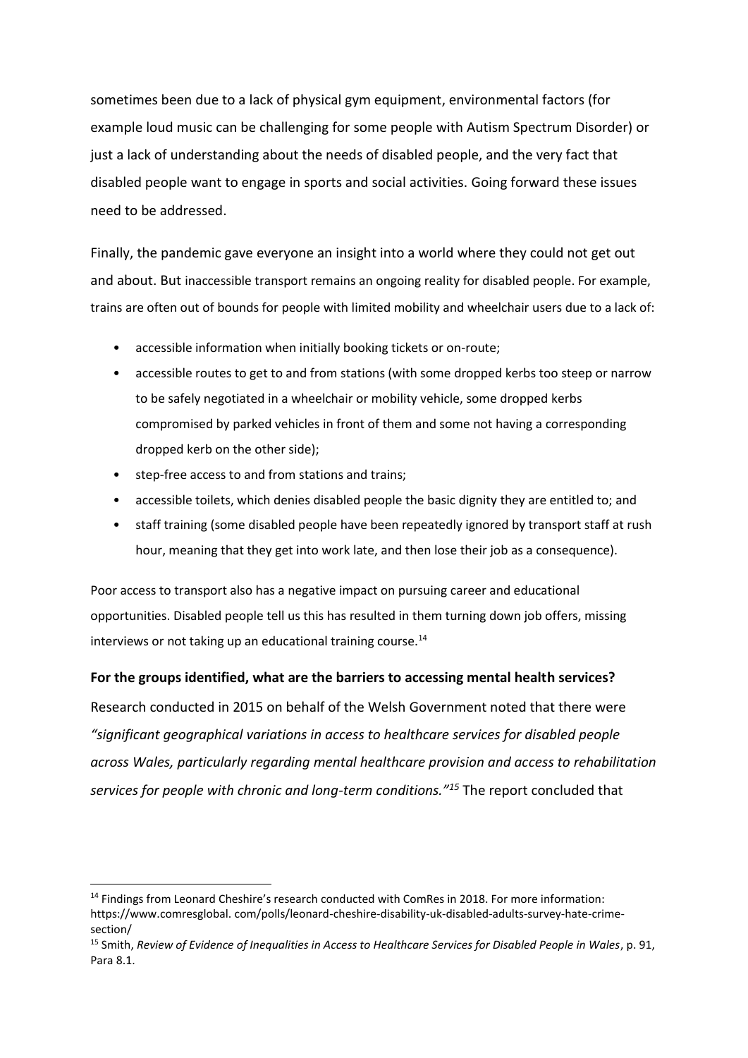sometimes been due to a lack of physical gym equipment, environmental factors (for example loud music can be challenging for some people with Autism Spectrum Disorder) or just a lack of understanding about the needs of disabled people, and the very fact that disabled people want to engage in sports and social activities. Going forward these issues need to be addressed.

Finally, the pandemic gave everyone an insight into a world where they could not get out and about. But inaccessible transport remains an ongoing reality for disabled people. For example, trains are often out of bounds for people with limited mobility and wheelchair users due to a lack of:

- accessible information when initially booking tickets or on-route;
- accessible routes to get to and from stations (with some dropped kerbs too steep or narrow to be safely negotiated in a wheelchair or mobility vehicle, some dropped kerbs compromised by parked vehicles in front of them and some not having a corresponding dropped kerb on the other side);
- step-free access to and from stations and trains;
- accessible toilets, which denies disabled people the basic dignity they are entitled to; and
- staff training (some disabled people have been repeatedly ignored by transport staff at rush hour, meaning that they get into work late, and then lose their job as a consequence).

Poor access to transport also has a negative impact on pursuing career and educational opportunities. Disabled people tell us this has resulted in them turning down job offers, missing interviews or not taking up an educational training course.[14]

**For the groups identified, what are the barriers to accessing mental health services?**

Research conducted in 2015 on behalf of the Welsh Government noted that there were *"significant geographical variations in access to healthcare services for disabled people across Wales, particularly regarding mental healthcare provision and access to rehabilitation services for people with chronic and long-term conditions."*[15] The report concluded that

[14] Findings from Leonard Cheshire's research conducted with ComRes in 2018. For more information: https://www.comresglobal. com/polls/leonard-cheshire-disability-uk-disabled-adults-survey-hate-crime-section/

[15] Smith, *Review of Evidence of Inequalities in Access to Healthcare Services for Disabled People in Wales*, p. 91, Para 8.1.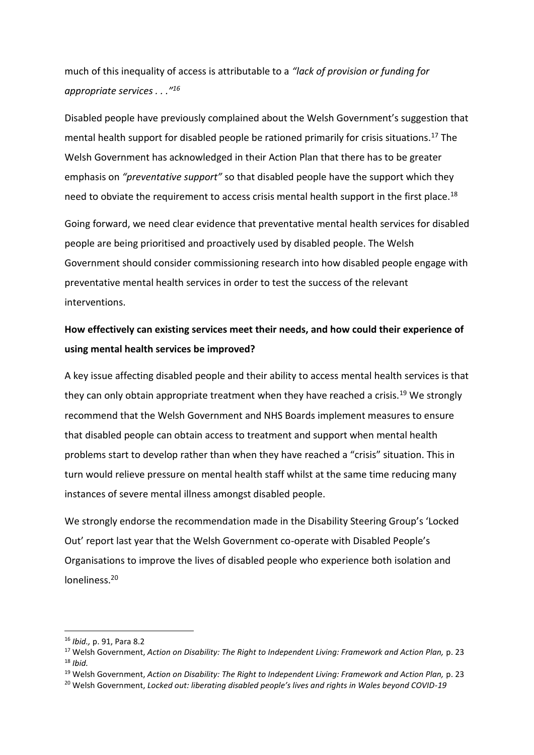much of this inequality of access is attributable to a *"lack of provision or funding for appropriate services . . ."*[16]

Disabled people have previously complained about the Welsh Government's suggestion that mental health support for disabled people be rationed primarily for crisis situations.[17] The Welsh Government has acknowledged in their Action Plan that there has to be greater emphasis on *"preventative support"* so that disabled people have the support which they need to obviate the requirement to access crisis mental health support in the first place.[18]

Going forward, we need clear evidence that preventative mental health services for disabled people are being prioritised and proactively used by disabled people. The Welsh Government should consider commissioning research into how disabled people engage with preventative mental health services in order to test the success of the relevant interventions.

**How effectively can existing services meet their needs, and how could their experience of using mental health services be improved?**

A key issue affecting disabled people and their ability to access mental health services is that they can only obtain appropriate treatment when they have reached a crisis.[19] We strongly recommend that the Welsh Government and NHS Boards implement measures to ensure that disabled people can obtain access to treatment and support when mental health problems start to develop rather than when they have reached a "crisis" situation. This in turn would relieve pressure on mental health staff whilst at the same time reducing many instances of severe mental illness amongst disabled people.

We strongly endorse the recommendation made in the Disability Steering Group's 'Locked Out' report last year that the Welsh Government co-operate with Disabled People's Organisations to improve the lives of disabled people who experience both isolation and loneliness.[20]

---

[16] *Ibid.,* p. 91, Para 8.2

[17] Welsh Government, *Action on Disability: The Right to Independent Living: Framework and Action Plan,* p. 23

[18] *Ibid.*

[19] Welsh Government, *Action on Disability: The Right to Independent Living: Framework and Action Plan,* p. 23

[20] Welsh Government, *Locked out: liberating disabled people's lives and rights in Wales beyond COVID-19*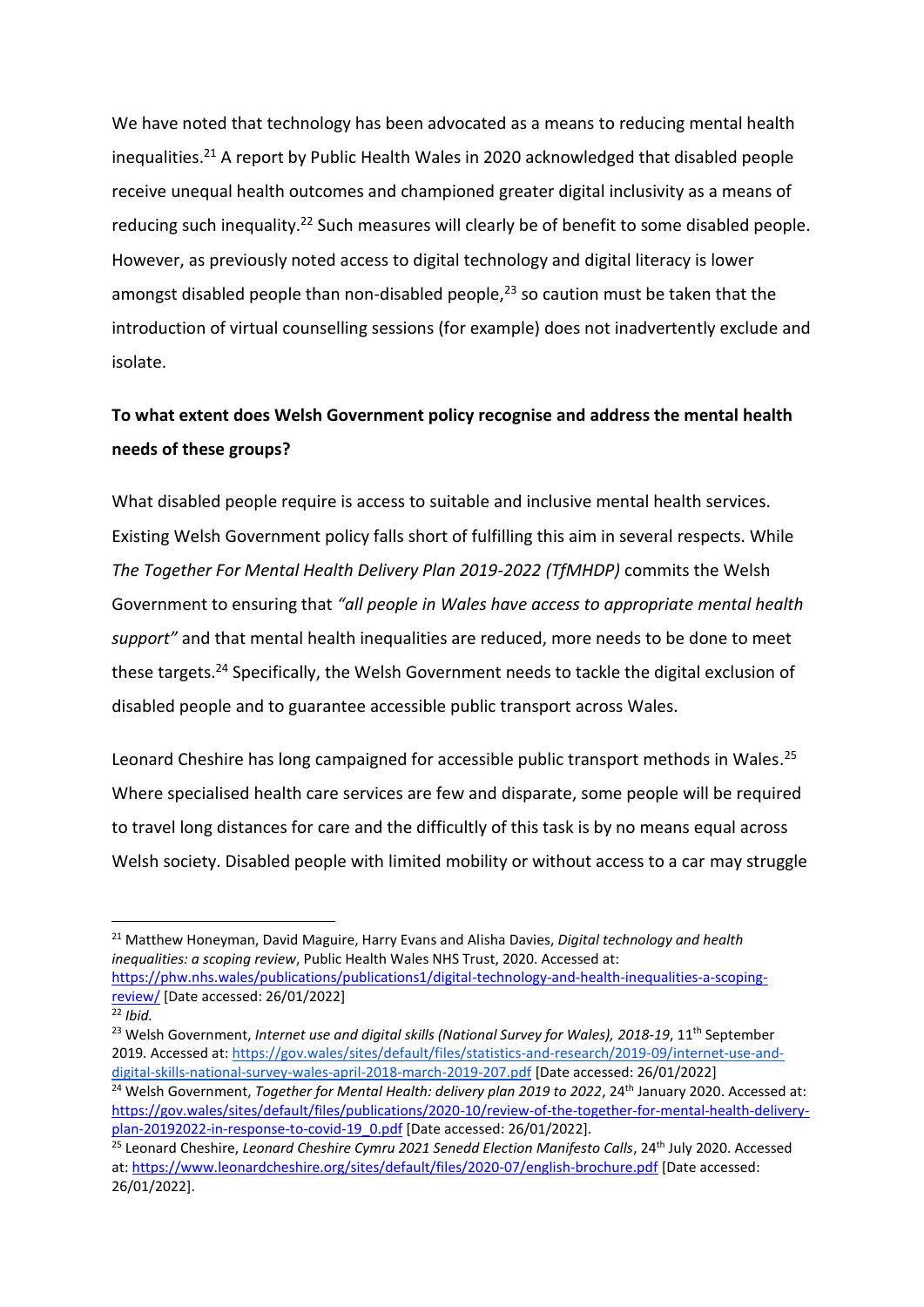We have noted that technology has been advocated as a means to reducing mental health inequalities.[21] A report by Public Health Wales in 2020 acknowledged that disabled people receive unequal health outcomes and championed greater digital inclusivity as a means of reducing such inequality.[22] Such measures will clearly be of benefit to some disabled people. However, as previously noted access to digital technology and digital literacy is lower amongst disabled people than non-disabled people,[23] so caution must be taken that the introduction of virtual counselling sessions (for example) does not inadvertently exclude and isolate.

**To what extent does Welsh Government policy recognise and address the mental health needs of these groups?**

What disabled people require is access to suitable and inclusive mental health services. Existing Welsh Government policy falls short of fulfilling this aim in several respects. While *The Together For Mental Health Delivery Plan 2019-2022 (TfMHDP)* commits the Welsh Government to ensuring that *"all people in Wales have access to appropriate mental health support"* and that mental health inequalities are reduced, more needs to be done to meet these targets.[24] Specifically, the Welsh Government needs to tackle the digital exclusion of disabled people and to guarantee accessible public transport across Wales.

Leonard Cheshire has long campaigned for accessible public transport methods in Wales.[25] Where specialised health care services are few and disparate, some people will be required to travel long distances for care and the difficultly of this task is by no means equal across Welsh society. Disabled people with limited mobility or without access to a car may struggle

---

[21] Matthew Honeyman, David Maguire, Harry Evans and Alisha Davies, *Digital technology and health inequalities: a scoping review*, Public Health Wales NHS Trust, 2020. Accessed at: https://phw.nhs.wales/publications/publications1/digital-technology-and-health-inequalities-a-scoping-review/ [Date accessed: 26/01/2022]

[22] *Ibid.*

[23] Welsh Government, *Internet use and digital skills (National Survey for Wales), 2018-19*, 11th September 2019. Accessed at: https://gov.wales/sites/default/files/statistics-and-research/2019-09/internet-use-and-digital-skills-national-survey-wales-april-2018-march-2019-207.pdf [Date accessed: 26/01/2022]

[24] Welsh Government, *Together for Mental Health: delivery plan 2019 to 2022*, 24th January 2020. Accessed at: https://gov.wales/sites/default/files/publications/2020-10/review-of-the-together-for-mental-health-delivery-plan-20192022-in-response-to-covid-19_0.pdf [Date accessed: 26/01/2022].

[25] Leonard Cheshire, *Leonard Cheshire Cymru 2021 Senedd Election Manifesto Calls*, 24th July 2020. Accessed at: https://www.leonardcheshire.org/sites/default/files/2020-07/english-brochure.pdf [Date accessed: 26/01/2022].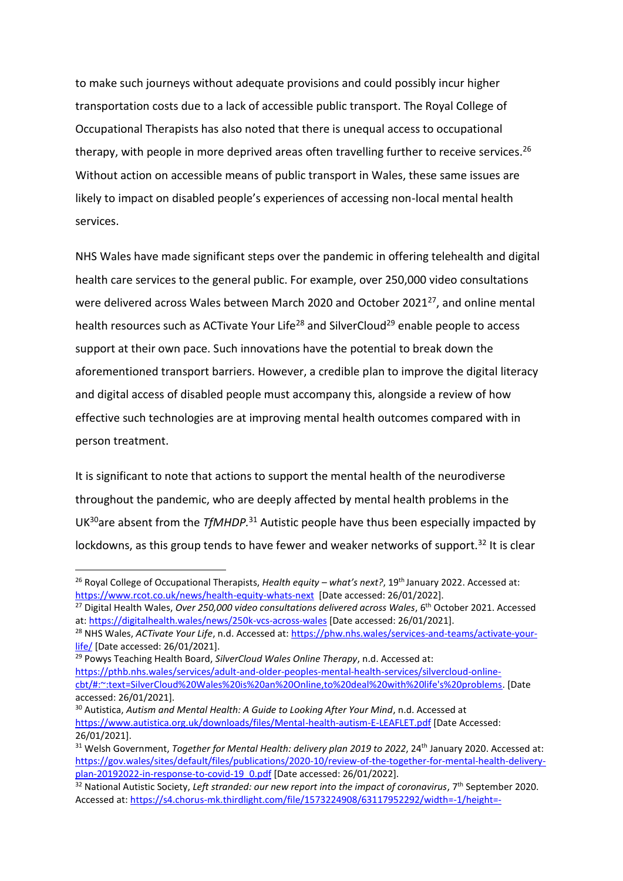to make such journeys without adequate provisions and could possibly incur higher transportation costs due to a lack of accessible public transport. The Royal College of Occupational Therapists has also noted that there is unequal access to occupational therapy, with people in more deprived areas often travelling further to receive services.[26] Without action on accessible means of public transport in Wales, these same issues are likely to impact on disabled people's experiences of accessing non-local mental health services.

NHS Wales have made significant steps over the pandemic in offering telehealth and digital health care services to the general public. For example, over 250,000 video consultations were delivered across Wales between March 2020 and October 2021[27], and online mental health resources such as ACTivate Your Life[28] and SilverCloud[29] enable people to access support at their own pace. Such innovations have the potential to break down the aforementioned transport barriers. However, a credible plan to improve the digital literacy and digital access of disabled people must accompany this, alongside a review of how effective such technologies are at improving mental health outcomes compared with in person treatment.

It is significant to note that actions to support the mental health of the neurodiverse throughout the pandemic, who are deeply affected by mental health problems in the UK[30]are absent from the *TfMHDP.*[31] Autistic people have thus been especially impacted by lockdowns, as this group tends to have fewer and weaker networks of support.[32] It is clear

---

[26] Royal College of Occupational Therapists, *Health equity – what's next?*, 19th January 2022. Accessed at: https://www.rcot.co.uk/news/health-equity-whats-next [Date accessed: 26/01/2022].

[27] Digital Health Wales, *Over 250,000 video consultations delivered across Wales*, 6th October 2021. Accessed at: https://digitalhealth.wales/news/250k-vcs-across-wales [Date accessed: 26/01/2021].

[28] NHS Wales, *ACTivate Your Life*, n.d. Accessed at: https://phw.nhs.wales/services-and-teams/activate-your-life/ [Date accessed: 26/01/2021].

[29] Powys Teaching Health Board, *SilverCloud Wales Online Therapy*, n.d. Accessed at: https://pthb.nhs.wales/services/adult-and-older-peoples-mental-health-services/silvercloud-online-cbt/#:~:text=SilverCloud%20Wales%20is%20an%20Online,to%20deal%20with%20life's%20problems. [Date accessed: 26/01/2021].

[30] Autistica, *Autism and Mental Health: A Guide to Looking After Your Mind*, n.d. Accessed at https://www.autistica.org.uk/downloads/files/Mental-health-autism-E-LEAFLET.pdf [Date Accessed: 26/01/2021].

[31] Welsh Government, *Together for Mental Health: delivery plan 2019 to 2022*, 24th January 2020. Accessed at: https://gov.wales/sites/default/files/publications/2020-10/review-of-the-together-for-mental-health-delivery-plan-20192022-in-response-to-covid-19_0.pdf [Date accessed: 26/01/2022].

[32] National Autistic Society, *Left stranded: our new report into the impact of coronavirus*, 7th September 2020. Accessed at: https://s4.chorus-mk.thirdlight.com/file/1573224908/63117952292/width=-1/height=-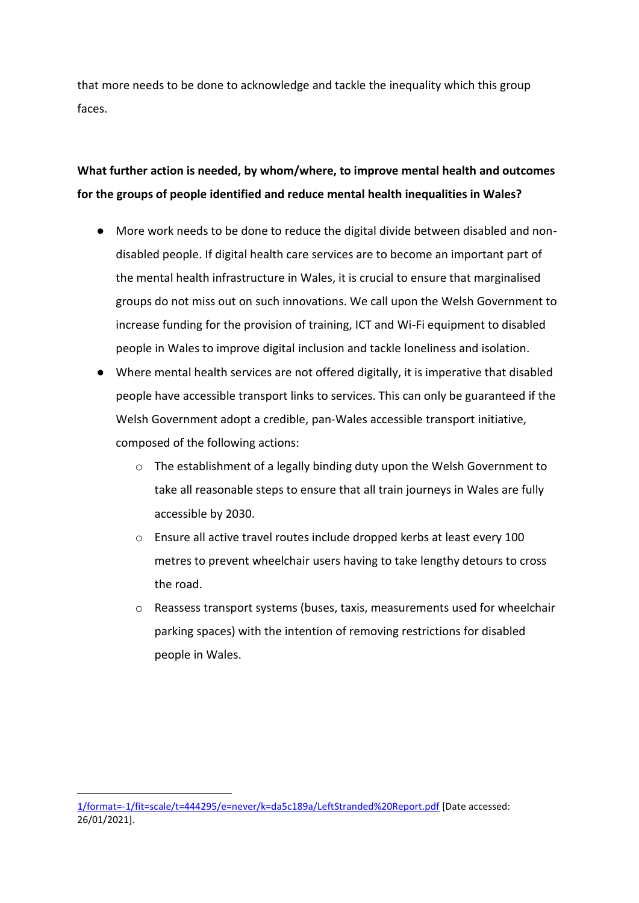that more needs to be done to acknowledge and tackle the inequality which this group faces.

**What further action is needed, by whom/where, to improve mental health and outcomes for the groups of people identified and reduce mental health inequalities in Wales?**

- More work needs to be done to reduce the digital divide between disabled and non-disabled people. If digital health care services are to become an important part of the mental health infrastructure in Wales, it is crucial to ensure that marginalised groups do not miss out on such innovations. We call upon the Welsh Government to increase funding for the provision of training, ICT and Wi-Fi equipment to disabled people in Wales to improve digital inclusion and tackle loneliness and isolation.
- Where mental health services are not offered digitally, it is imperative that disabled people have accessible transport links to services. This can only be guaranteed if the Welsh Government adopt a credible, pan-Wales accessible transport initiative, composed of the following actions:
    - The establishment of a legally binding duty upon the Welsh Government to take all reasonable steps to ensure that all train journeys in Wales are fully accessible by 2030.
    - Ensure all active travel routes include dropped kerbs at least every 100 metres to prevent wheelchair users having to take lengthy detours to cross the road.
    - Reassess transport systems (buses, taxis, measurements used for wheelchair parking spaces) with the intention of removing restrictions for disabled people in Wales.

1/format=-1/fit=scale/t=444295/e=never/k=da5c189a/LeftStranded%20Report.pdf [Date accessed: 26/01/2021].